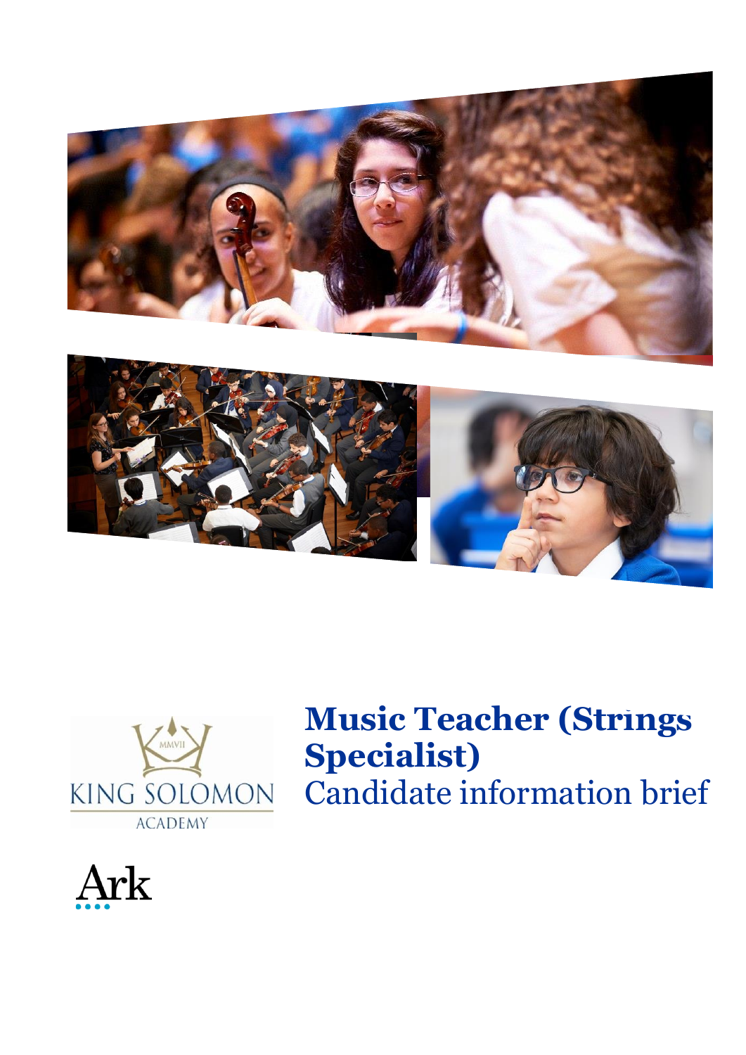# Music Teacher (Strings Specialist)

## Candidate information brief

KING SOLOMON ACADEMY

Ark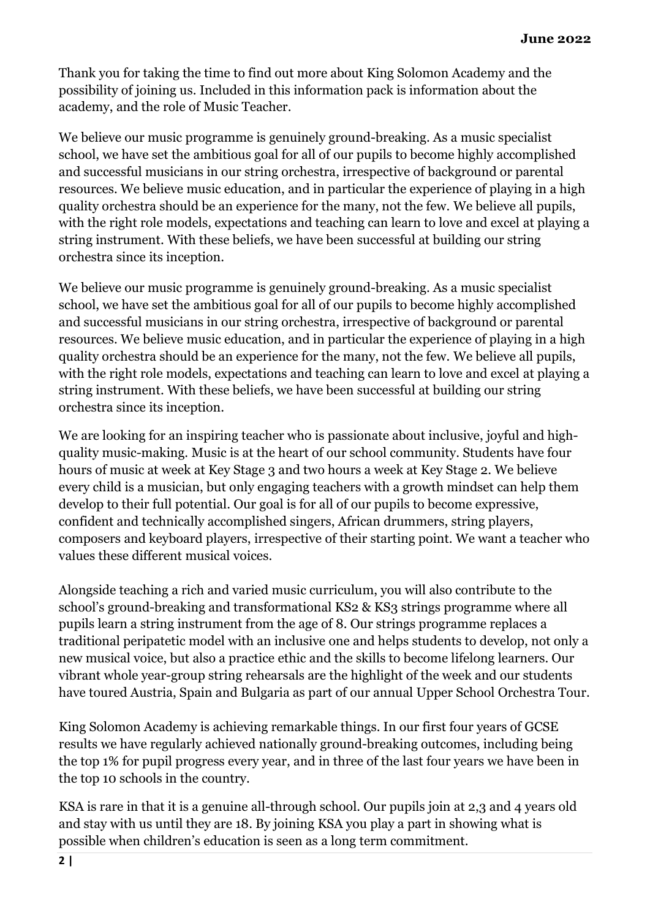**June 2022**

Thank you for taking the time to find out more about King Solomon Academy and the possibility of joining us. Included in this information pack is information about the academy, and the role of Music Teacher.

We believe our music programme is genuinely ground-breaking. As a music specialist school, we have set the ambitious goal for all of our pupils to become highly accomplished and successful musicians in our string orchestra, irrespective of background or parental resources. We believe music education, and in particular the experience of playing in a high quality orchestra should be an experience for the many, not the few. We believe all pupils, with the right role models, expectations and teaching can learn to love and excel at playing a string instrument. With these beliefs, we have been successful at building our string orchestra since its inception.

We believe our music programme is genuinely ground-breaking. As a music specialist school, we have set the ambitious goal for all of our pupils to become highly accomplished and successful musicians in our string orchestra, irrespective of background or parental resources. We believe music education, and in particular the experience of playing in a high quality orchestra should be an experience for the many, not the few. We believe all pupils, with the right role models, expectations and teaching can learn to love and excel at playing a string instrument. With these beliefs, we have been successful at building our string orchestra since its inception.

We are looking for an inspiring teacher who is passionate about inclusive, joyful and high-quality music-making. Music is at the heart of our school community. Students have four hours of music at week at Key Stage 3 and two hours a week at Key Stage 2. We believe every child is a musician, but only engaging teachers with a growth mindset can help them develop to their full potential. Our goal is for all of our pupils to become expressive, confident and technically accomplished singers, African drummers, string players, composers and keyboard players, irrespective of their starting point. We want a teacher who values these different musical voices.

Alongside teaching a rich and varied music curriculum, you will also contribute to the school's ground-breaking and transformational KS2 & KS3 strings programme where all pupils learn a string instrument from the age of 8. Our strings programme replaces a traditional peripatetic model with an inclusive one and helps students to develop, not only a new musical voice, but also a practice ethic and the skills to become lifelong learners. Our vibrant whole year-group string rehearsals are the highlight of the week and our students have toured Austria, Spain and Bulgaria as part of our annual Upper School Orchestra Tour.

King Solomon Academy is achieving remarkable things. In our first four years of GCSE results we have regularly achieved nationally ground-breaking outcomes, including being the top 1% for pupil progress every year, and in three of the last four years we have been in the top 10 schools in the country.

KSA is rare in that it is a genuine all-through school. Our pupils join at 2,3 and 4 years old and stay with us until they are 18. By joining KSA you play a part in showing what is possible when children's education is seen as a long term commitment.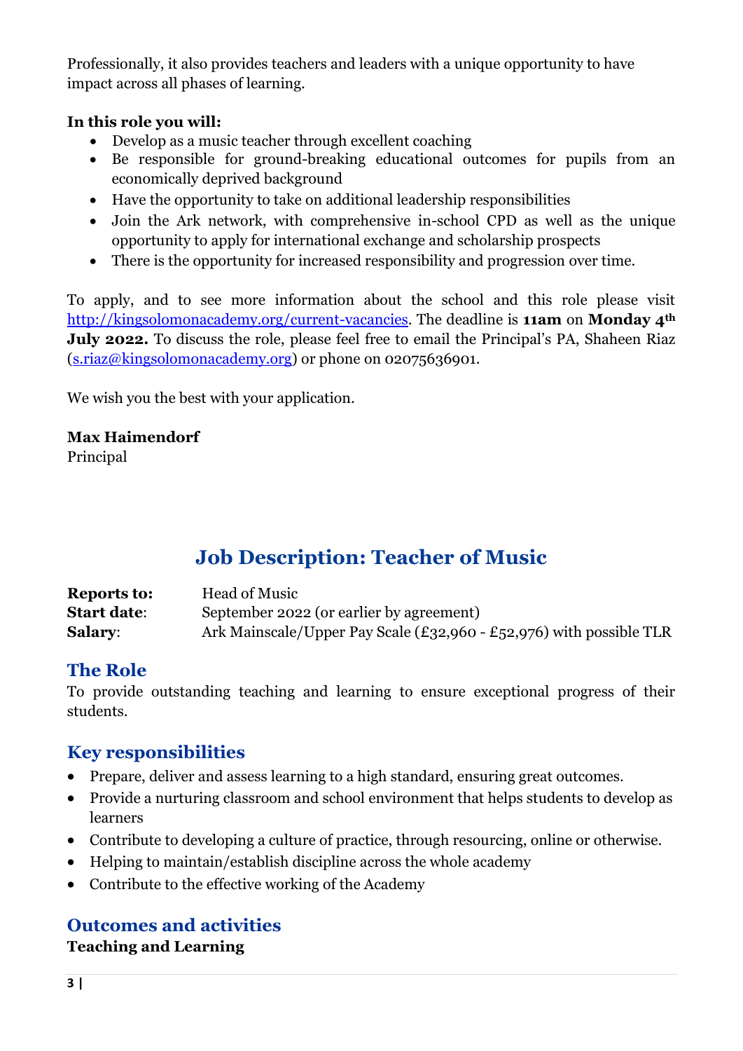Professionally, it also provides teachers and leaders with a unique opportunity to have impact across all phases of learning.

**In this role you will:**

- Develop as a music teacher through excellent coaching
- Be responsible for ground-breaking educational outcomes for pupils from an economically deprived background
- Have the opportunity to take on additional leadership responsibilities
- Join the Ark network, with comprehensive in-school CPD as well as the unique opportunity to apply for international exchange and scholarship prospects
- There is the opportunity for increased responsibility and progression over time.

To apply, and to see more information about the school and this role please visit http://kingsolomonacademy.org/current-vacancies. The deadline is **11am** on **Monday 4th July 2022.** To discuss the role, please feel free to email the Principal's PA, Shaheen Riaz (s.riaz@kingsolomonacademy.org) or phone on 02075636901.

We wish you the best with your application.

**Max Haimendorf**
Principal

## Job Description: Teacher of Music

**Reports to:** Head of Music
**Start date**: September 2022 (or earlier by agreement)
**Salary**: Ark Mainscale/Upper Pay Scale (£32,960 - £52,976) with possible TLR

### The Role

To provide outstanding teaching and learning to ensure exceptional progress of their students.

### Key responsibilities

- Prepare, deliver and assess learning to a high standard, ensuring great outcomes.
- Provide a nurturing classroom and school environment that helps students to develop as learners
- Contribute to developing a culture of practice, through resourcing, online or otherwise.
- Helping to maintain/establish discipline across the whole academy
- Contribute to the effective working of the Academy

### Outcomes and activities

**Teaching and Learning**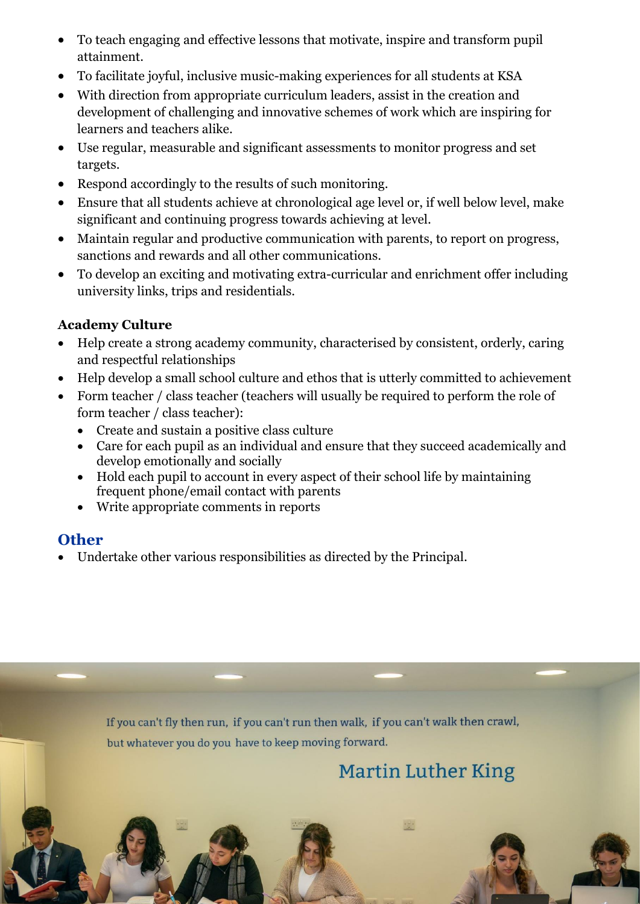- To teach engaging and effective lessons that motivate, inspire and transform pupil attainment.
- To facilitate joyful, inclusive music-making experiences for all students at KSA
- With direction from appropriate curriculum leaders, assist in the creation and development of challenging and innovative schemes of work which are inspiring for learners and teachers alike.
- Use regular, measurable and significant assessments to monitor progress and set targets.
- Respond accordingly to the results of such monitoring.
- Ensure that all students achieve at chronological age level or, if well below level, make significant and continuing progress towards achieving at level.
- Maintain regular and productive communication with parents, to report on progress, sanctions and rewards and all other communications.
- To develop an exciting and motivating extra-curricular and enrichment offer including university links, trips and residentials.

**Academy Culture**

- Help create a strong academy community, characterised by consistent, orderly, caring and respectful relationships
- Help develop a small school culture and ethos that is utterly committed to achievement
- Form teacher / class teacher (teachers will usually be required to perform the role of form teacher / class teacher):
  - Create and sustain a positive class culture
  - Care for each pupil as an individual and ensure that they succeed academically and develop emotionally and socially
  - Hold each pupil to account in every aspect of their school life by maintaining frequent phone/email contact with parents
  - Write appropriate comments in reports

## Other

- Undertake other various responsibilities as directed by the Principal.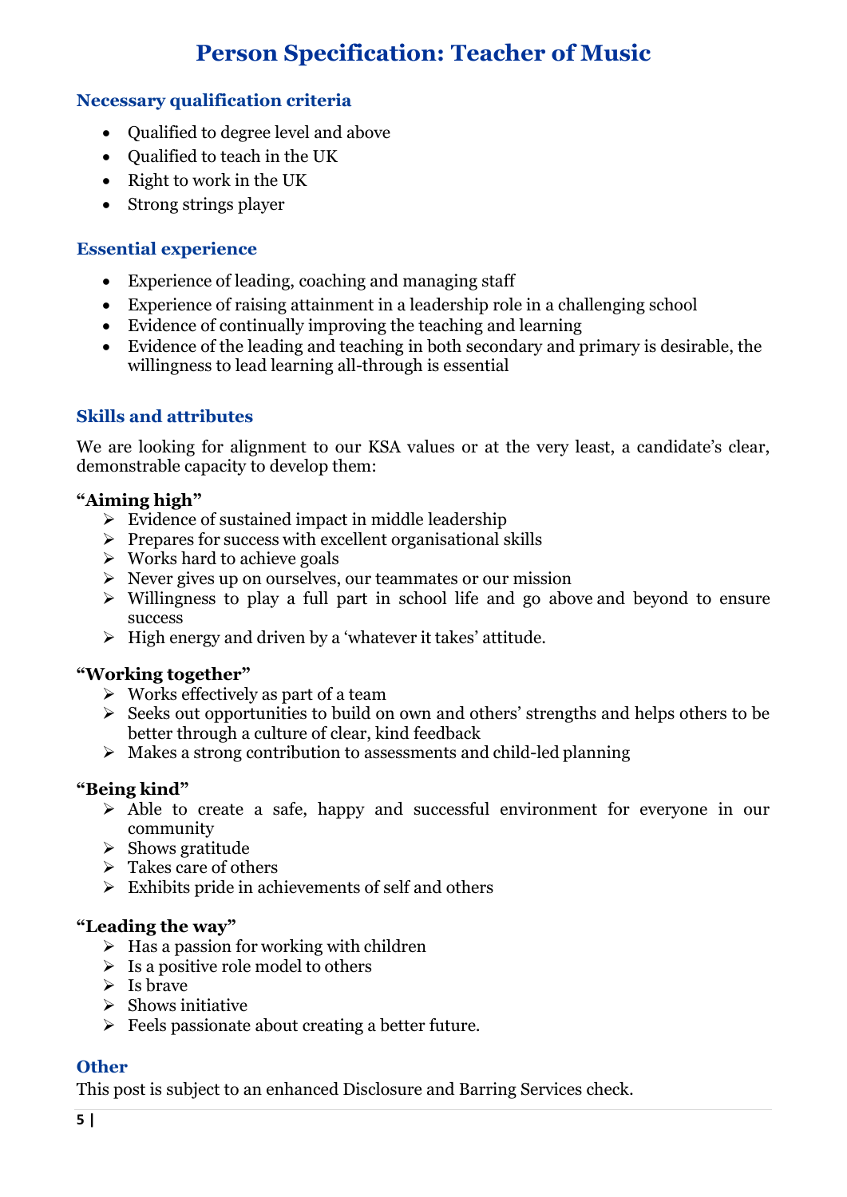# Person Specification: Teacher of Music

## Necessary qualification criteria

- Qualified to degree level and above
- Qualified to teach in the UK
- Right to work in the UK
- Strong strings player

## Essential experience

- Experience of leading, coaching and managing staff
- Experience of raising attainment in a leadership role in a challenging school
- Evidence of continually improving the teaching and learning
- Evidence of the leading and teaching in both secondary and primary is desirable, the willingness to lead learning all-through is essential

## Skills and attributes

We are looking for alignment to our KSA values or at the very least, a candidate's clear, demonstrable capacity to develop them:

**"Aiming high"**

- Evidence of sustained impact in middle leadership
- Prepares for success with excellent organisational skills
- Works hard to achieve goals
- Never gives up on ourselves, our teammates or our mission
- Willingness to play a full part in school life and go above and beyond to ensure success
- High energy and driven by a 'whatever it takes' attitude.

**"Working together"**

- Works effectively as part of a team
- Seeks out opportunities to build on own and others' strengths and helps others to be better through a culture of clear, kind feedback
- Makes a strong contribution to assessments and child-led planning

**"Being kind"**

- Able to create a safe, happy and successful environment for everyone in our community
- Shows gratitude
- Takes care of others
- Exhibits pride in achievements of self and others

**"Leading the way"**

- Has a passion for working with children
- Is a positive role model to others
- Is brave
- Shows initiative
- Feels passionate about creating a better future.

## Other

This post is subject to an enhanced Disclosure and Barring Services check.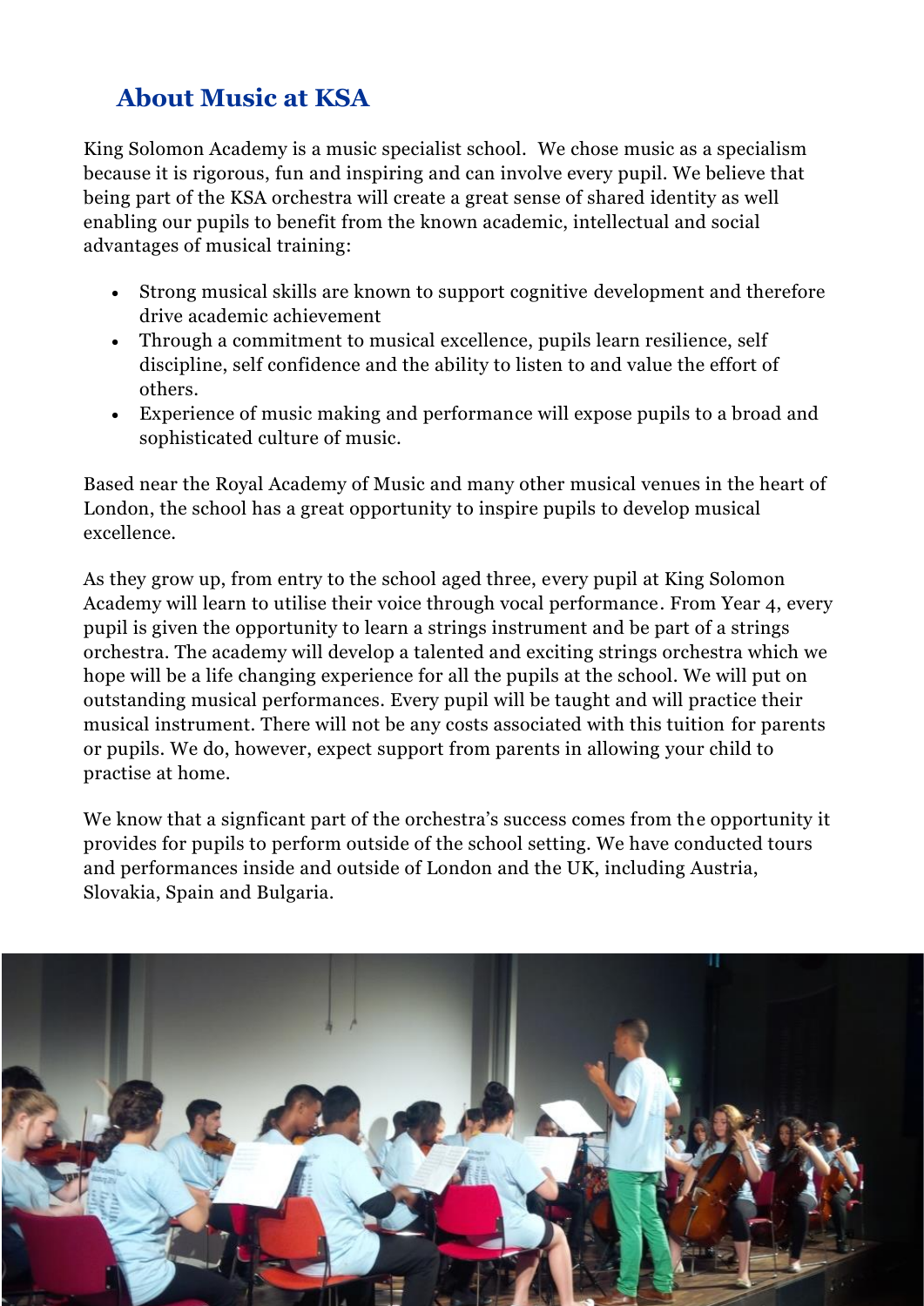## About Music at KSA

King Solomon Academy is a music specialist school. We chose music as a specialism because it is rigorous, fun and inspiring and can involve every pupil. We believe that being part of the KSA orchestra will create a great sense of shared identity as well enabling our pupils to benefit from the known academic, intellectual and social advantages of musical training:

- Strong musical skills are known to support cognitive development and therefore drive academic achievement
- Through a commitment to musical excellence, pupils learn resilience, self discipline, self confidence and the ability to listen to and value the effort of others.
- Experience of music making and performance will expose pupils to a broad and sophisticated culture of music.

Based near the Royal Academy of Music and many other musical venues in the heart of London, the school has a great opportunity to inspire pupils to develop musical excellence.

As they grow up, from entry to the school aged three, every pupil at King Solomon Academy will learn to utilise their voice through vocal performance. From Year 4, every pupil is given the opportunity to learn a strings instrument and be part of a strings orchestra. The academy will develop a talented and exciting strings orchestra which we hope will be a life changing experience for all the pupils at the school. We will put on outstanding musical performances. Every pupil will be taught and will practice their musical instrument. There will not be any costs associated with this tuition for parents or pupils. We do, however, expect support from parents in allowing your child to practise at home.

We know that a signficant part of the orchestra's success comes from the opportunity it provides for pupils to perform outside of the school setting. We have conducted tours and performances inside and outside of London and the UK, including Austria, Slovakia, Spain and Bulgaria.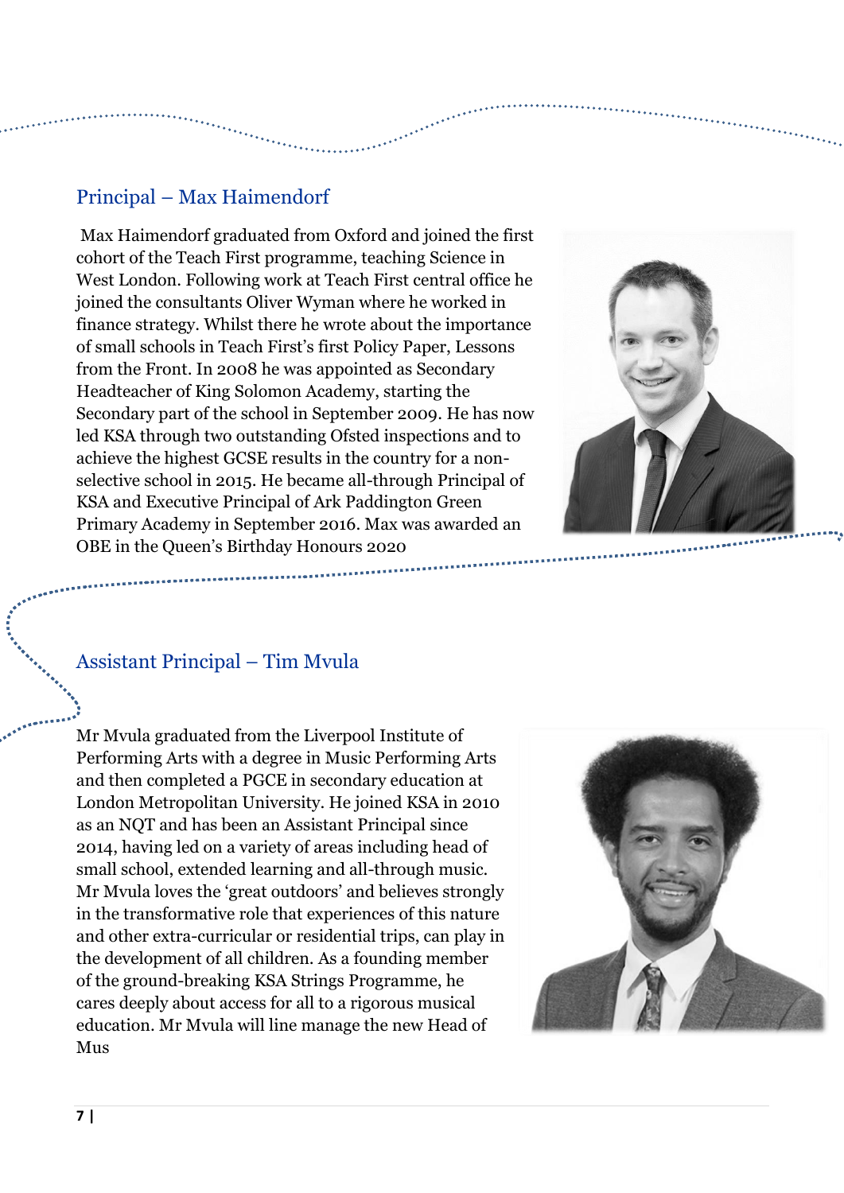## Principal – Max Haimendorf

Max Haimendorf graduated from Oxford and joined the first cohort of the Teach First programme, teaching Science in West London. Following work at Teach First central office he joined the consultants Oliver Wyman where he worked in finance strategy. Whilst there he wrote about the importance of small schools in Teach First's first Policy Paper, Lessons from the Front. In 2008 he was appointed as Secondary Headteacher of King Solomon Academy, starting the Secondary part of the school in September 2009. He has now led KSA through two outstanding Ofsted inspections and to achieve the highest GCSE results in the country for a non-selective school in 2015. He became all-through Principal of KSA and Executive Principal of Ark Paddington Green Primary Academy in September 2016. Max was awarded an OBE in the Queen's Birthday Honours 2020

## Assistant Principal – Tim Mvula

Mr Mvula graduated from the Liverpool Institute of Performing Arts with a degree in Music Performing Arts and then completed a PGCE in secondary education at London Metropolitan University. He joined KSA in 2010 as an NQT and has been an Assistant Principal since 2014, having led on a variety of areas including head of small school, extended learning and all-through music. Mr Mvula loves the 'great outdoors' and believes strongly in the transformative role that experiences of this nature and other extra-curricular or residential trips, can play in the development of all children. As a founding member of the ground-breaking KSA Strings Programme, he cares deeply about access for all to a rigorous musical education. Mr Mvula will line manage the new Head of Mus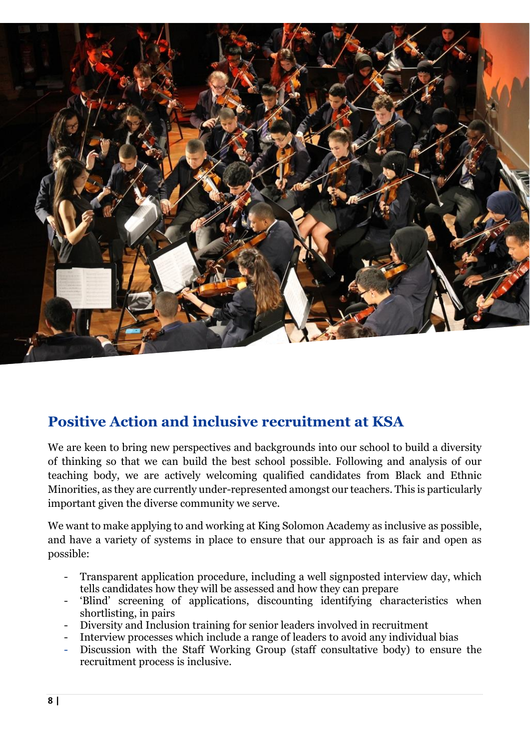## Positive Action and inclusive recruitment at KSA

We are keen to bring new perspectives and backgrounds into our school to build a diversity of thinking so that we can build the best school possible. Following and analysis of our teaching body, we are actively welcoming qualified candidates from Black and Ethnic Minorities, as they are currently under-represented amongst our teachers. This is particularly important given the diverse community we serve.

We want to make applying to and working at King Solomon Academy as inclusive as possible, and have a variety of systems in place to ensure that our approach is as fair and open as possible:

- Transparent application procedure, including a well signposted interview day, which tells candidates how they will be assessed and how they can prepare
- 'Blind' screening of applications, discounting identifying characteristics when shortlisting, in pairs
- Diversity and Inclusion training for senior leaders involved in recruitment
- Interview processes which include a range of leaders to avoid any individual bias
- Discussion with the Staff Working Group (staff consultative body) to ensure the recruitment process is inclusive.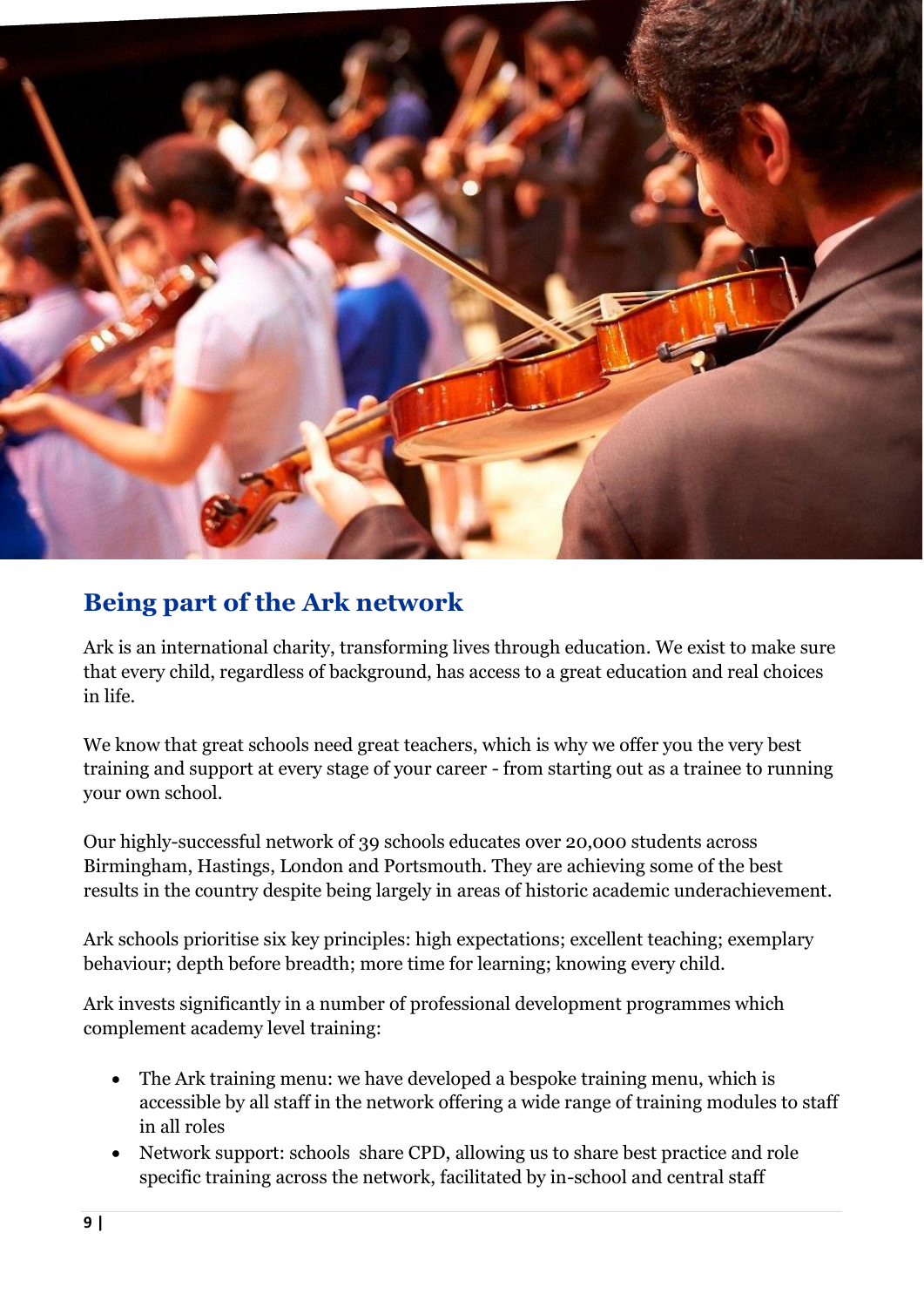## Being part of the Ark network

Ark is an international charity, transforming lives through education. We exist to make sure that every child, regardless of background, has access to a great education and real choices in life.

We know that great schools need great teachers, which is why we offer you the very best training and support at every stage of your career - from starting out as a trainee to running your own school.

Our highly-successful network of 39 schools educates over 20,000 students across Birmingham, Hastings, London and Portsmouth. They are achieving some of the best results in the country despite being largely in areas of historic academic underachievement.

Ark schools prioritise six key principles: high expectations; excellent teaching; exemplary behaviour; depth before breadth; more time for learning; knowing every child.

Ark invests significantly in a number of professional development programmes which complement academy level training:

- The Ark training menu: we have developed a bespoke training menu, which is accessible by all staff in the network offering a wide range of training modules to staff in all roles
- Network support: schools share CPD, allowing us to share best practice and role specific training across the network, facilitated by in-school and central staff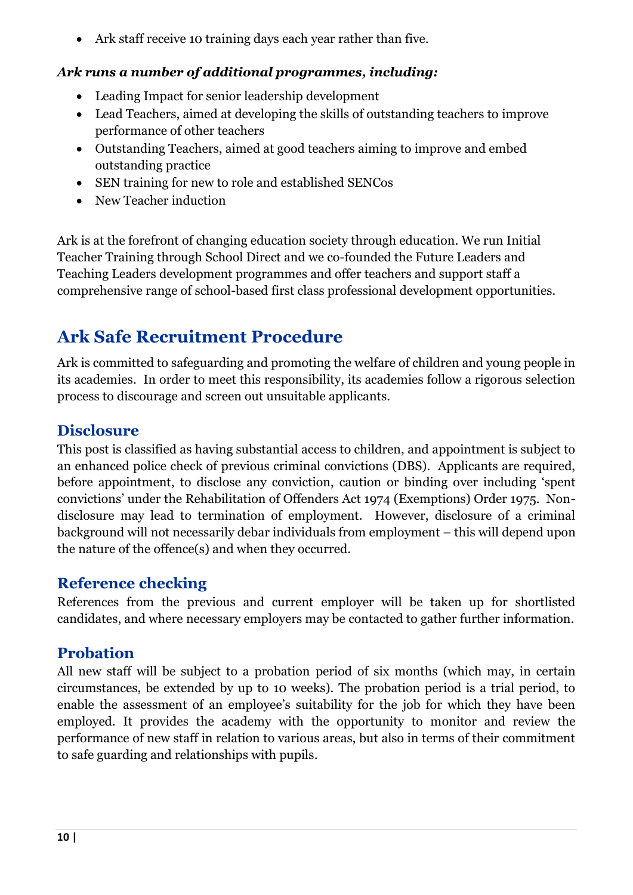- Ark staff receive 10 training days each year rather than five.

***Ark runs a number of additional programmes, including:***

- Leading Impact for senior leadership development
- Lead Teachers, aimed at developing the skills of outstanding teachers to improve performance of other teachers
- Outstanding Teachers, aimed at good teachers aiming to improve and embed outstanding practice
- SEN training for new to role and established SENCos
- New Teacher induction

Ark is at the forefront of changing education society through education. We run Initial Teacher Training through School Direct and we co-founded the Future Leaders and Teaching Leaders development programmes and offer teachers and support staff a comprehensive range of school-based first class professional development opportunities.

# Ark Safe Recruitment Procedure

Ark is committed to safeguarding and promoting the welfare of children and young people in its academies. In order to meet this responsibility, its academies follow a rigorous selection process to discourage and screen out unsuitable applicants.

## Disclosure

This post is classified as having substantial access to children, and appointment is subject to an enhanced police check of previous criminal convictions (DBS). Applicants are required, before appointment, to disclose any conviction, caution or binding over including 'spent convictions' under the Rehabilitation of Offenders Act 1974 (Exemptions) Order 1975. Non-disclosure may lead to termination of employment. However, disclosure of a criminal background will not necessarily debar individuals from employment – this will depend upon the nature of the offence(s) and when they occurred.

## Reference checking

References from the previous and current employer will be taken up for shortlisted candidates, and where necessary employers may be contacted to gather further information.

## Probation

All new staff will be subject to a probation period of six months (which may, in certain circumstances, be extended by up to 10 weeks). The probation period is a trial period, to enable the assessment of an employee's suitability for the job for which they have been employed. It provides the academy with the opportunity to monitor and review the performance of new staff in relation to various areas, but also in terms of their commitment to safe guarding and relationships with pupils.